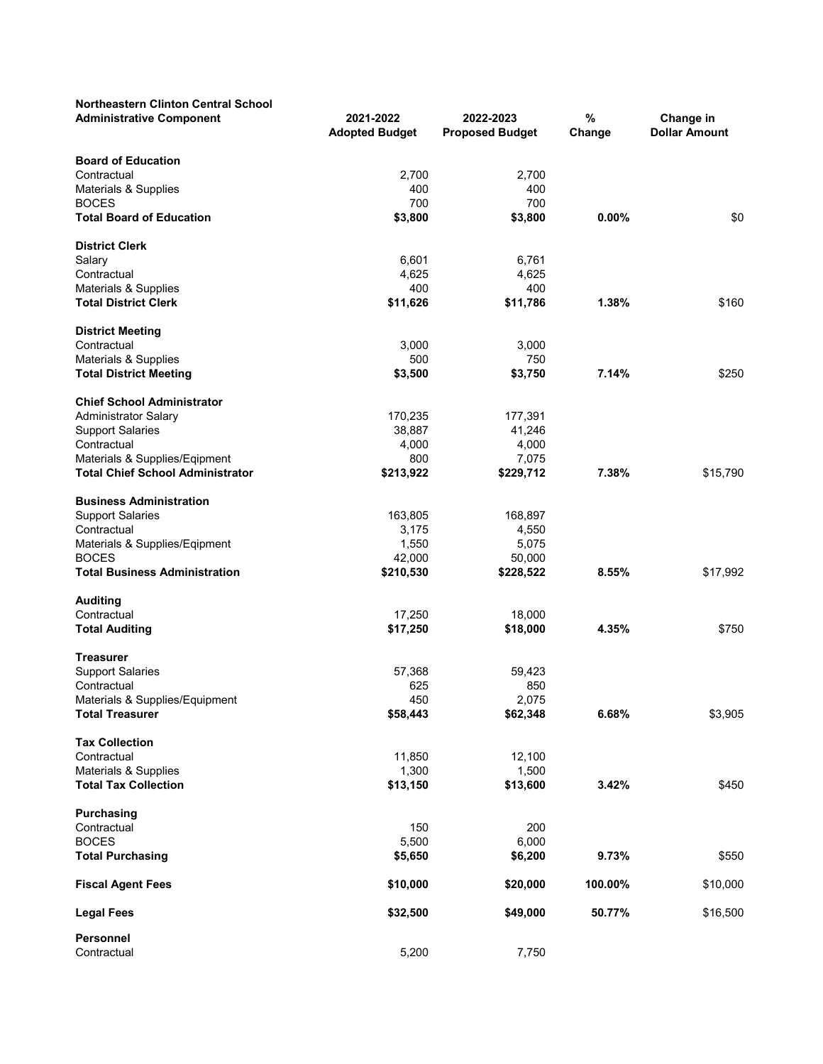| Northeastern Clinton Central School<br>Administrative Component | 2021-2022<br>Adopted Budget | 2022-2023<br>Proposed Budget | %<br>Change | Change in<br>Dollar Amount |
|---|---|---|---|---|
| **Board of Education** | | | | |
| Contractual | 2,700 | 2,700 | | |
| Materials & Supplies | 400 | 400 | | |
| BOCES | 700 | 700 | | |
| **Total Board of Education** | **$3,800** | **$3,800** | **0.00%** | $0 |
| **District Clerk** | | | | |
| Salary | 6,601 | 6,761 | | |
| Contractual | 4,625 | 4,625 | | |
| Materials & Supplies | 400 | 400 | | |
| **Total District Clerk** | **$11,626** | **$11,786** | **1.38%** | $160 |
| **District Meeting** | | | | |
| Contractual | 3,000 | 3,000 | | |
| Materials & Supplies | 500 | 750 | | |
| **Total District Meeting** | **$3,500** | **$3,750** | **7.14%** | $250 |
| **Chief School Administrator** | | | | |
| Administrator Salary | 170,235 | 177,391 | | |
| Support Salaries | 38,887 | 41,246 | | |
| Contractual | 4,000 | 4,000 | | |
| Materials & Supplies/Eqipment | 800 | 7,075 | | |
| **Total Chief School Administrator** | **$213,922** | **$229,712** | **7.38%** | $15,790 |
| **Business Administration** | | | | |
| Support Salaries | 163,805 | 168,897 | | |
| Contractual | 3,175 | 4,550 | | |
| Materials & Supplies/Eqipment | 1,550 | 5,075 | | |
| BOCES | 42,000 | 50,000 | | |
| **Total Business Administration** | **$210,530** | **$228,522** | **8.55%** | $17,992 |
| **Auditing** | | | | |
| Contractual | 17,250 | 18,000 | | |
| **Total Auditing** | **$17,250** | **$18,000** | **4.35%** | $750 |
| **Treasurer** | | | | |
| Support Salaries | 57,368 | 59,423 | | |
| Contractual | 625 | 850 | | |
| Materials & Supplies/Equipment | 450 | 2,075 | | |
| **Total Treasurer** | **$58,443** | **$62,348** | **6.68%** | $3,905 |
| **Tax Collection** | | | | |
| Contractual | 11,850 | 12,100 | | |
| Materials & Supplies | 1,300 | 1,500 | | |
| **Total Tax Collection** | **$13,150** | **$13,600** | **3.42%** | $450 |
| **Purchasing** | | | | |
| Contractual | 150 | 200 | | |
| BOCES | 5,500 | 6,000 | | |
| **Total Purchasing** | **$5,650** | **$6,200** | **9.73%** | $550 |
| **Fiscal Agent Fees** | **$10,000** | **$20,000** | **100.00%** | $10,000 |
| **Legal Fees** | **$32,500** | **$49,000** | **50.77%** | $16,500 |
| **Personnel** | | | | |
| Contractual | 5,200 | 7,750 | | |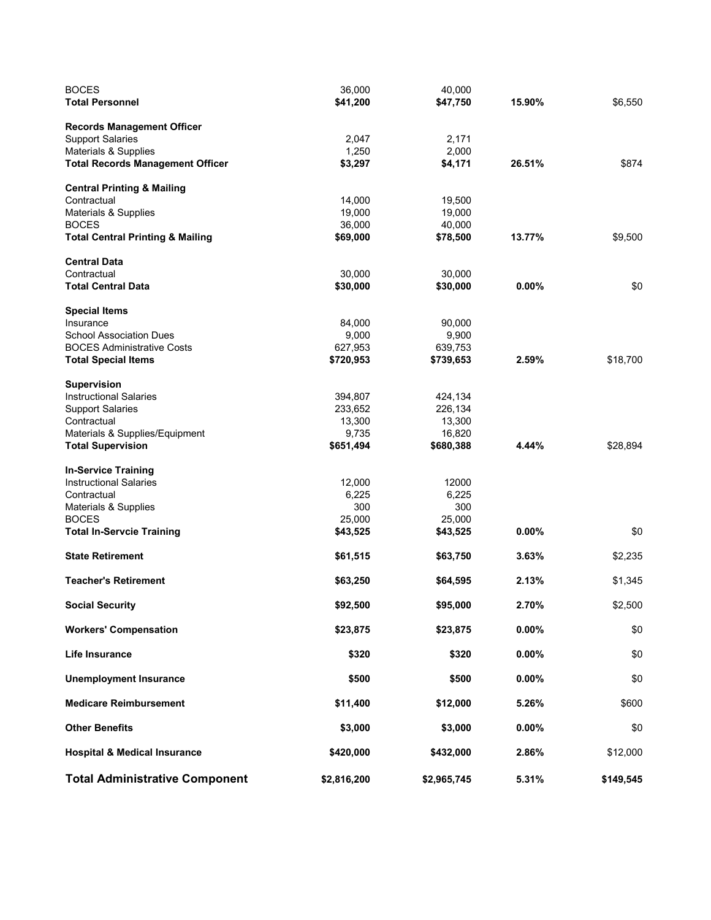| | | | | |
|---|---|---|---|---|
| BOCES | 36,000 | 40,000 | | |
| **Total Personnel** | **$41,200** | **$47,750** | **15.90%** | $6,550 |
| | | | | |
| **Records Management Officer** | | | | |
| Support Salaries | 2,047 | 2,171 | | |
| Materials & Supplies | 1,250 | 2,000 | | |
| **Total Records Management Officer** | **$3,297** | **$4,171** | **26.51%** | $874 |
| | | | | |
| **Central Printing & Mailing** | | | | |
| Contractual | 14,000 | 19,500 | | |
| Materials & Supplies | 19,000 | 19,000 | | |
| BOCES | 36,000 | 40,000 | | |
| **Total Central Printing & Mailing** | **$69,000** | **$78,500** | **13.77%** | $9,500 |
| | | | | |
| **Central Data** | | | | |
| Contractual | 30,000 | 30,000 | | |
| **Total Central Data** | **$30,000** | **$30,000** | **0.00%** | $0 |
| | | | | |
| **Special Items** | | | | |
| Insurance | 84,000 | 90,000 | | |
| School Association Dues | 9,000 | 9,900 | | |
| BOCES Administrative Costs | 627,953 | 639,753 | | |
| **Total Special Items** | **$720,953** | **$739,653** | **2.59%** | $18,700 |
| | | | | |
| **Supervision** | | | | |
| Instructional Salaries | 394,807 | 424,134 | | |
| Support Salaries | 233,652 | 226,134 | | |
| Contractual | 13,300 | 13,300 | | |
| Materials & Supplies/Equipment | 9,735 | 16,820 | | |
| **Total Supervision** | **$651,494** | **$680,388** | **4.44%** | $28,894 |
| | | | | |
| **In-Service Training** | | | | |
| Instructional Salaries | 12,000 | 12000 | | |
| Contractual | 6,225 | 6,225 | | |
| Materials & Supplies | 300 | 300 | | |
| BOCES | 25,000 | 25,000 | | |
| **Total In-Servcie Training** | **$43,525** | **$43,525** | **0.00%** | $0 |
| | | | | |
| **State Retirement** | **$61,515** | **$63,750** | **3.63%** | $2,235 |
| | | | | |
| **Teacher's Retirement** | **$63,250** | **$64,595** | **2.13%** | $1,345 |
| | | | | |
| **Social Security** | **$92,500** | **$95,000** | **2.70%** | $2,500 |
| | | | | |
| **Workers' Compensation** | **$23,875** | **$23,875** | **0.00%** | $0 |
| | | | | |
| **Life Insurance** | **$320** | **$320** | **0.00%** | $0 |
| | | | | |
| **Unemployment Insurance** | **$500** | **$500** | **0.00%** | $0 |
| | | | | |
| **Medicare Reimbursement** | **$11,400** | **$12,000** | **5.26%** | $600 |
| | | | | |
| **Other Benefits** | **$3,000** | **$3,000** | **0.00%** | $0 |
| | | | | |
| **Hospital & Medical Insurance** | **$420,000** | **$432,000** | **2.86%** | $12,000 |
| | | | | |
| **Total Administrative Component** | **$2,816,200** | **$2,965,745** | **5.31%** | **$149,545** |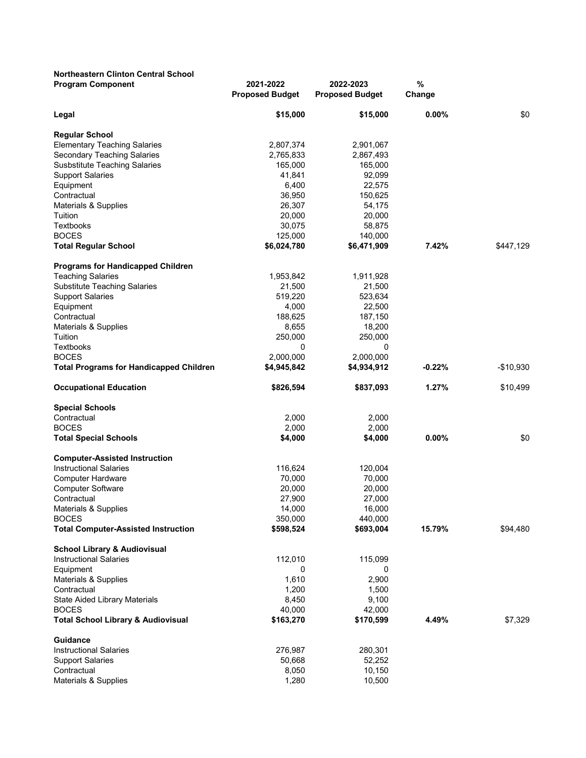| Northeastern Clinton Central School<br>**Program Component** | **2021-2022 Proposed Budget** | **2022-2023 Proposed Budget** | **% Change** | |
|---|---|---|---|---|
| **Legal** | **$15,000** | **$15,000** | **0.00%** | $0 |
| **Regular School** | | | | |
| Elementary Teaching Salaries | 2,807,374 | 2,901,067 | | |
| Secondary Teaching Salaries | 2,765,833 | 2,867,493 | | |
| Susbstitute Teaching Salaries | 165,000 | 165,000 | | |
| Support Salaries | 41,841 | 92,099 | | |
| Equipment | 6,400 | 22,575 | | |
| Contractual | 36,950 | 150,625 | | |
| Materials & Supplies | 26,307 | 54,175 | | |
| Tuition | 20,000 | 20,000 | | |
| Textbooks | 30,075 | 58,875 | | |
| BOCES | 125,000 | 140,000 | | |
| **Total Regular School** | **$6,024,780** | **$6,471,909** | **7.42%** | $447,129 |
| **Programs for Handicapped Children** | | | | |
| Teaching Salaries | 1,953,842 | 1,911,928 | | |
| Substitute Teaching Salaries | 21,500 | 21,500 | | |
| Support Salaries | 519,220 | 523,634 | | |
| Equipment | 4,000 | 22,500 | | |
| Contractual | 188,625 | 187,150 | | |
| Materials & Supplies | 8,655 | 18,200 | | |
| Tuition | 250,000 | 250,000 | | |
| Textbooks | 0 | 0 | | |
| BOCES | 2,000,000 | 2,000,000 | | |
| **Total Programs for Handicapped Children** | **$4,945,842** | **$4,934,912** | **-0.22%** | -$10,930 |
| **Occupational Education** | **$826,594** | **$837,093** | **1.27%** | $10,499 |
| **Special Schools** | | | | |
| Contractual | 2,000 | 2,000 | | |
| BOCES | 2,000 | 2,000 | | |
| **Total Special Schools** | **$4,000** | **$4,000** | **0.00%** | $0 |
| **Computer-Assisted Instruction** | | | | |
| Instructional Salaries | 116,624 | 120,004 | | |
| Computer Hardware | 70,000 | 70,000 | | |
| Computer Software | 20,000 | 20,000 | | |
| Contractual | 27,900 | 27,000 | | |
| Materials & Supplies | 14,000 | 16,000 | | |
| BOCES | 350,000 | 440,000 | | |
| **Total Computer-Assisted Instruction** | **$598,524** | **$693,004** | **15.79%** | $94,480 |
| **School Library & Audiovisual** | | | | |
| Instructional Salaries | 112,010 | 115,099 | | |
| Equipment | 0 | 0 | | |
| Materials & Supplies | 1,610 | 2,900 | | |
| Contractual | 1,200 | 1,500 | | |
| State Aided Library Materials | 8,450 | 9,100 | | |
| BOCES | 40,000 | 42,000 | | |
| **Total School Library & Audiovisual** | **$163,270** | **$170,599** | **4.49%** | $7,329 |
| **Guidance** | | | | |
| Instructional Salaries | 276,987 | 280,301 | | |
| Support Salaries | 50,668 | 52,252 | | |
| Contractual | 8,050 | 10,150 | | |
| Materials & Supplies | 1,280 | 10,500 | | |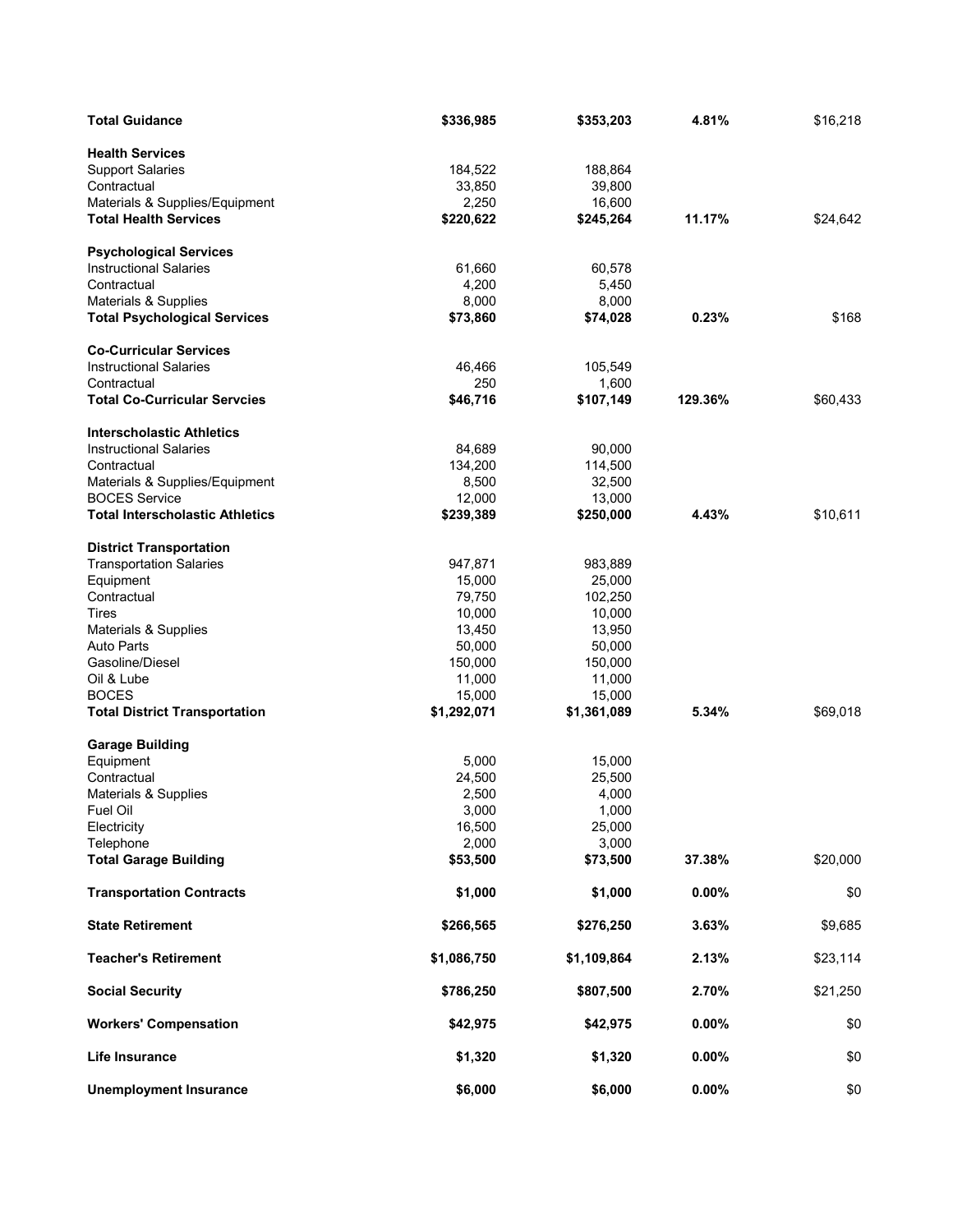| | | | | |
|---|---|---|---|---|
| **Total Guidance** | **$336,985** | **$353,203** | **4.81%** | $16,218 |
| | | | | |
| **Health Services** | | | | |
| Support Salaries | 184,522 | 188,864 | | |
| Contractual | 33,850 | 39,800 | | |
| Materials & Supplies/Equipment | 2,250 | 16,600 | | |
| **Total Health Services** | **$220,622** | **$245,264** | **11.17%** | $24,642 |
| | | | | |
| **Psychological Services** | | | | |
| Instructional Salaries | 61,660 | 60,578 | | |
| Contractual | 4,200 | 5,450 | | |
| Materials & Supplies | 8,000 | 8,000 | | |
| **Total Psychological Services** | **$73,860** | **$74,028** | **0.23%** | $168 |
| | | | | |
| **Co-Curricular Services** | | | | |
| Instructional Salaries | 46,466 | 105,549 | | |
| Contractual | 250 | 1,600 | | |
| **Total Co-Curricular Servcies** | **$46,716** | **$107,149** | **129.36%** | $60,433 |
| | | | | |
| **Interscholastic Athletics** | | | | |
| Instructional Salaries | 84,689 | 90,000 | | |
| Contractual | 134,200 | 114,500 | | |
| Materials & Supplies/Equipment | 8,500 | 32,500 | | |
| BOCES Service | 12,000 | 13,000 | | |
| **Total Interscholastic Athletics** | **$239,389** | **$250,000** | **4.43%** | $10,611 |
| | | | | |
| **District Transportation** | | | | |
| Transportation Salaries | 947,871 | 983,889 | | |
| Equipment | 15,000 | 25,000 | | |
| Contractual | 79,750 | 102,250 | | |
| Tires | 10,000 | 10,000 | | |
| Materials & Supplies | 13,450 | 13,950 | | |
| Auto Parts | 50,000 | 50,000 | | |
| Gasoline/Diesel | 150,000 | 150,000 | | |
| Oil & Lube | 11,000 | 11,000 | | |
| BOCES | 15,000 | 15,000 | | |
| **Total District Transportation** | **$1,292,071** | **$1,361,089** | **5.34%** | $69,018 |
| | | | | |
| **Garage Building** | | | | |
| Equipment | 5,000 | 15,000 | | |
| Contractual | 24,500 | 25,500 | | |
| Materials & Supplies | 2,500 | 4,000 | | |
| Fuel Oil | 3,000 | 1,000 | | |
| Electricity | 16,500 | 25,000 | | |
| Telephone | 2,000 | 3,000 | | |
| **Total Garage Building** | **$53,500** | **$73,500** | **37.38%** | $20,000 |
| | | | | |
| **Transportation Contracts** | **$1,000** | **$1,000** | **0.00%** | $0 |
| | | | | |
| **State Retirement** | **$266,565** | **$276,250** | **3.63%** | $9,685 |
| | | | | |
| **Teacher's Retirement** | **$1,086,750** | **$1,109,864** | **2.13%** | $23,114 |
| | | | | |
| **Social Security** | **$786,250** | **$807,500** | **2.70%** | $21,250 |
| | | | | |
| **Workers' Compensation** | **$42,975** | **$42,975** | **0.00%** | $0 |
| | | | | |
| **Life Insurance** | **$1,320** | **$1,320** | **0.00%** | $0 |
| | | | | |
| **Unemployment Insurance** | **$6,000** | **$6,000** | **0.00%** | $0 |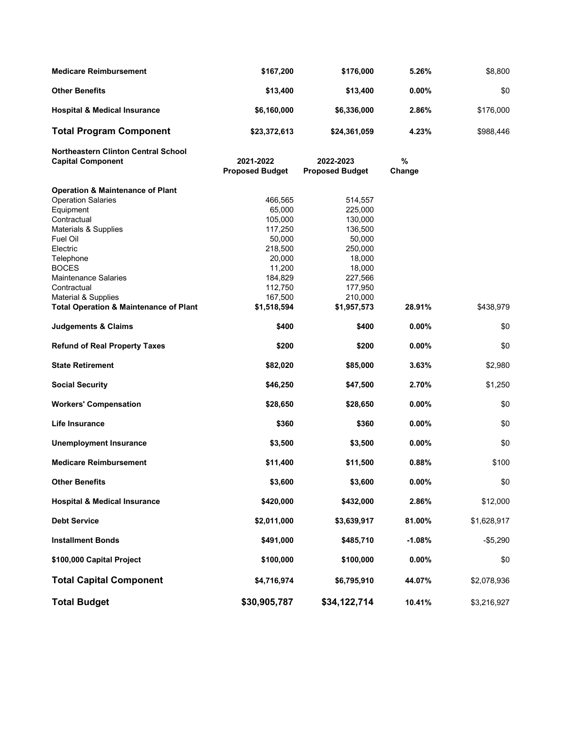| | | | | |
|---|---|---|---|---|
| **Medicare Reimbursement** | **$167,200** | **$176,000** | **5.26%** | $8,800 |
| **Other Benefits** | **$13,400** | **$13,400** | **0.00%** | $0 |
| **Hospital & Medical Insurance** | **$6,160,000** | **$6,336,000** | **2.86%** | $176,000 |
| **Total Program Component** | **$23,372,613** | **$24,361,059** | **4.23%** | $988,446 |

| **Northeastern Clinton Central School Capital Component** | **2021-2022 Proposed Budget** | **2022-2023 Proposed Budget** | **% Change** | |
|---|---|---|---|---|
| **Operation & Maintenance of Plant** | | | | |
| Operation Salaries | 466,565 | 514,557 | | |
| Equipment | 65,000 | 225,000 | | |
| Contractual | 105,000 | 130,000 | | |
| Materials & Supplies | 117,250 | 136,500 | | |
| Fuel Oil | 50,000 | 50,000 | | |
| Electric | 218,500 | 250,000 | | |
| Telephone | 20,000 | 18,000 | | |
| BOCES | 11,200 | 18,000 | | |
| Maintenance Salaries | 184,829 | 227,566 | | |
| Contractual | 112,750 | 177,950 | | |
| Material & Supplies | 167,500 | 210,000 | | |
| **Total Operation & Maintenance of Plant** | **$1,518,594** | **$1,957,573** | **28.91%** | $438,979 |
| **Judgements & Claims** | **$400** | **$400** | **0.00%** | $0 |
| **Refund of Real Property Taxes** | **$200** | **$200** | **0.00%** | $0 |
| **State Retirement** | **$82,020** | **$85,000** | **3.63%** | $2,980 |
| **Social Security** | **$46,250** | **$47,500** | **2.70%** | $1,250 |
| **Workers' Compensation** | **$28,650** | **$28,650** | **0.00%** | $0 |
| **Life Insurance** | **$360** | **$360** | **0.00%** | $0 |
| **Unemployment Insurance** | **$3,500** | **$3,500** | **0.00%** | $0 |
| **Medicare Reimbursement** | **$11,400** | **$11,500** | **0.88%** | $100 |
| **Other Benefits** | **$3,600** | **$3,600** | **0.00%** | $0 |
| **Hospital & Medical Insurance** | **$420,000** | **$432,000** | **2.86%** | $12,000 |
| **Debt Service** | **$2,011,000** | **$3,639,917** | **81.00%** | $1,628,917 |
| **Installment Bonds** | **$491,000** | **$485,710** | **-1.08%** | -$5,290 |
| **$100,000 Capital Project** | **$100,000** | **$100,000** | **0.00%** | $0 |
| **Total Capital Component** | **$4,716,974** | **$6,795,910** | **44.07%** | $2,078,936 |
| **Total Budget** | **$30,905,787** | **$34,122,714** | **10.41%** | $3,216,927 |